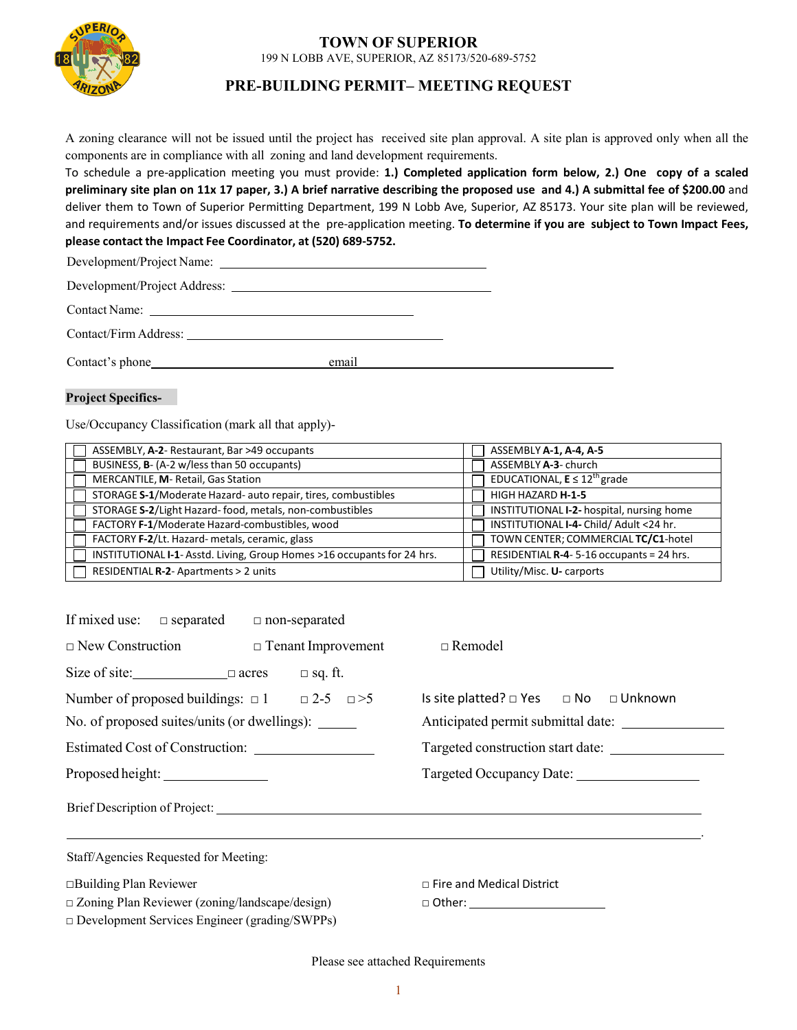# TOWN OF SUPERIOR

199 N LOBB AVE, SUPERIOR, AZ 85173/520-689-5752

## PRE-BUILDING PERMIT– MEETING REQUEST

A zoning clearance will not be issued until the project has received site plan approval. A site plan is approved only when all the components are in compliance with all zoning and land development requirements.

To schedule a pre-application meeting you must provide: **1.) Completed application form below, 2.) One copy of a scaled preliminary site plan on 11x 17 paper, 3.) A brief narrative describing the proposed use and 4.) A submittal fee of $200.00** and deliver them to Town of Superior Permitting Department, 199 N Lobb Ave, Superior, AZ 85173. Your site plan will be reviewed, and requirements and/or issues discussed at the pre-application meeting. **To determine if you are subject to Town Impact Fees, please contact the Impact Fee Coordinator, at (520) 689-5752.**

Development/Project Name: ______________________________

Development/Project Address: ______________________________

Contact Name: ______________________________

Contact/Firm Address: ______________________________

Contact's phone ______________________ email ______________________________

**Project Specifics-**

Use/Occupancy Classification (mark all that apply)-

| | |
|---|---|
| ☐ ASSEMBLY, **A-2**- Restaurant, Bar >49 occupants | ☐ ASSEMBLY **A-1, A-4, A-5** |
| ☐ BUSINESS, **B**- (A-2 w/less than 50 occupants) | ☐ ASSEMBLY **A-3**- church |
| ☐ MERCANTILE, **M**- Retail, Gas Station | ☐ EDUCATIONAL, **E** ≤ 12th grade |
| ☐ STORAGE **S-1**/Moderate Hazard- auto repair, tires, combustibles | ☐ HIGH HAZARD **H-1-5** |
| ☐ STORAGE **S-2**/Light Hazard- food, metals, non-combustibles | ☐ INSTITUTIONAL **I-2-** hospital, nursing home |
| ☐ FACTORY **F-1**/Moderate Hazard-combustibles, wood | ☐ INSTITUTIONAL **I-4-** Child/ Adult <24 hr. |
| ☐ FACTORY **F-2**/Lt. Hazard- metals, ceramic, glass | ☐ TOWN CENTER; COMMERCIAL **TC/C1**-hotel |
| ☐ INSTITUTIONAL **I-1**- Asstd. Living, Group Homes >16 occupants for 24 hrs. | ☐ RESIDENTIAL **R-4**- 5-16 occupants = 24 hrs. |
| ☐ RESIDENTIAL **R-2**- Apartments > 2 units | ☐ Utility/Misc. **U-** carports |

If mixed use: ☐ separated ☐ non-separated

☐ New Construction ☐ Tenant Improvement ☐ Remodel

Size of site: ____________ ☐ acres ☐ sq. ft.

Number of proposed buildings: ☐ 1 ☐ 2-5 ☐ >5

Is site platted? ☐ Yes ☐ No ☐ Unknown

No. of proposed suites/units (or dwellings): ______

Anticipated permit submittal date: ______________

Estimated Cost of Construction: ______________

Targeted construction start date: ______________

Proposed height: ______________

Targeted Occupancy Date: ______________

Brief Description of Project: ______________________________

______________________________________________________________.

Staff/Agencies Requested for Meeting:

☐ Building Plan Reviewer

☐ Zoning Plan Reviewer (zoning/landscape/design)

☐ Development Services Engineer (grading/SWPPs)

☐ Fire and Medical District

☐ Other: ______________

Please see attached Requirements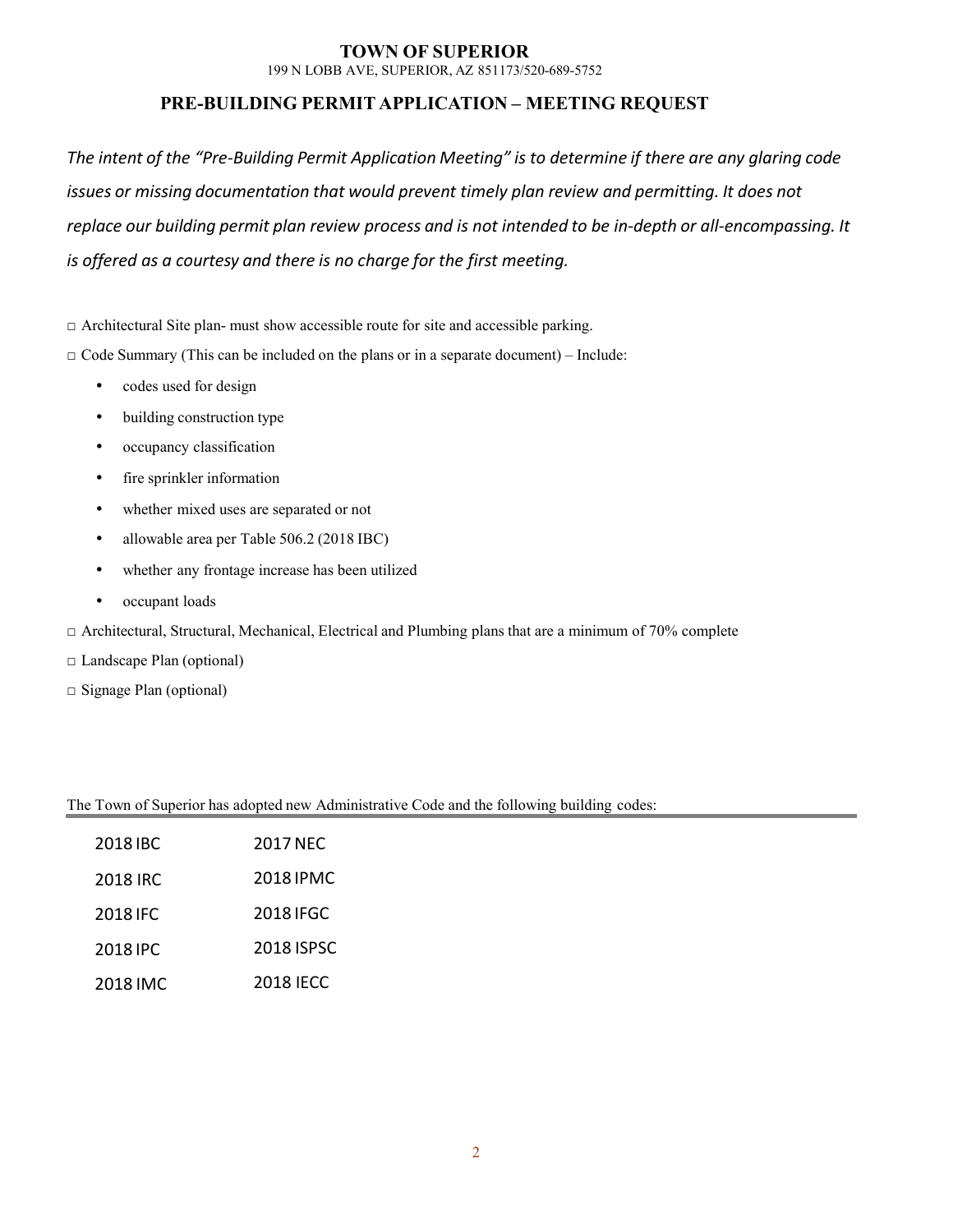# TOWN OF SUPERIOR

199 N LOBB AVE, SUPERIOR, AZ 851173/520-689-5752

## PRE-BUILDING PERMIT APPLICATION – MEETING REQUEST

*The intent of the "Pre-Building Permit Application Meeting" is to determine if there are any glaring code issues or missing documentation that would prevent timely plan review and permitting. It does not replace our building permit plan review process and is not intended to be in-depth or all-encompassing. It is offered as a courtesy and there is no charge for the first meeting.*

□ Architectural Site plan- must show accessible route for site and accessible parking.

□ Code Summary (This can be included on the plans or in a separate document) – Include:

- codes used for design
- building construction type
- occupancy classification
- fire sprinkler information
- whether mixed uses are separated or not
- allowable area per Table 506.2 (2018 IBC)
- whether any frontage increase has been utilized
- occupant loads

□ Architectural, Structural, Mechanical, Electrical and Plumbing plans that are a minimum of 70% complete

□ Landscape Plan (optional)

□ Signage Plan (optional)

The Town of Superior has adopted new Administrative Code and the following building codes:

| | |
|---|---|
| 2018 IBC | 2017 NEC |
| 2018 IRC | 2018 IPMC |
| 2018 IFC | 2018 IFGC |
| 2018 IPC | 2018 ISPSC |
| 2018 IMC | 2018 IECC |